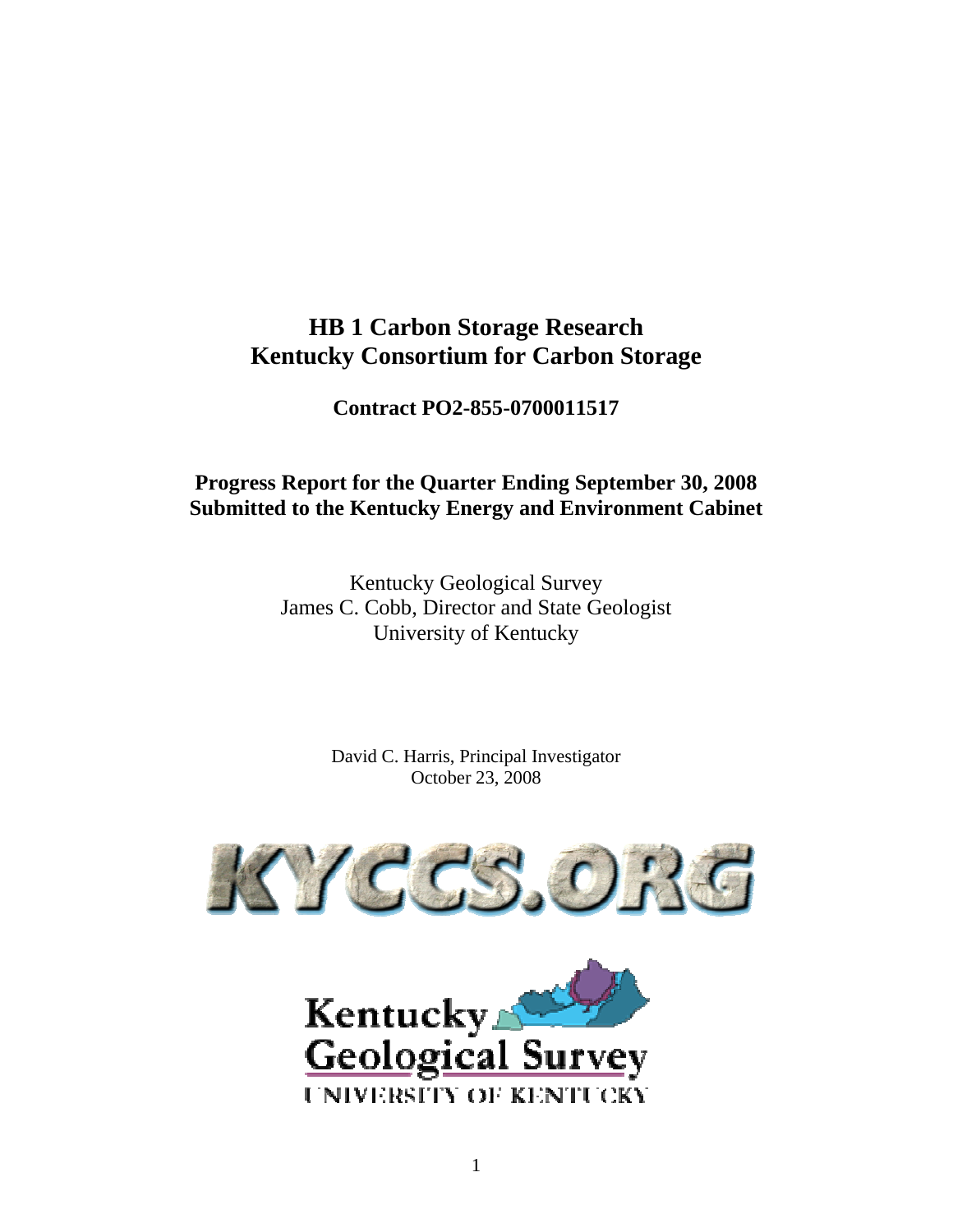# HB 1 Carbon Storage Research
# Kentucky Consortium for Carbon Storage

**Contract PO2-855-0700011517**

**Progress Report for the Quarter Ending September 30, 2008**
**Submitted to the Kentucky Energy and Environment Cabinet**

Kentucky Geological Survey
James C. Cobb, Director and State Geologist
University of Kentucky

David C. Harris, Principal Investigator
October 23, 2008

KYCCS.ORG

Kentucky Geological Survey
UNIVERSITY OF KENTUCKY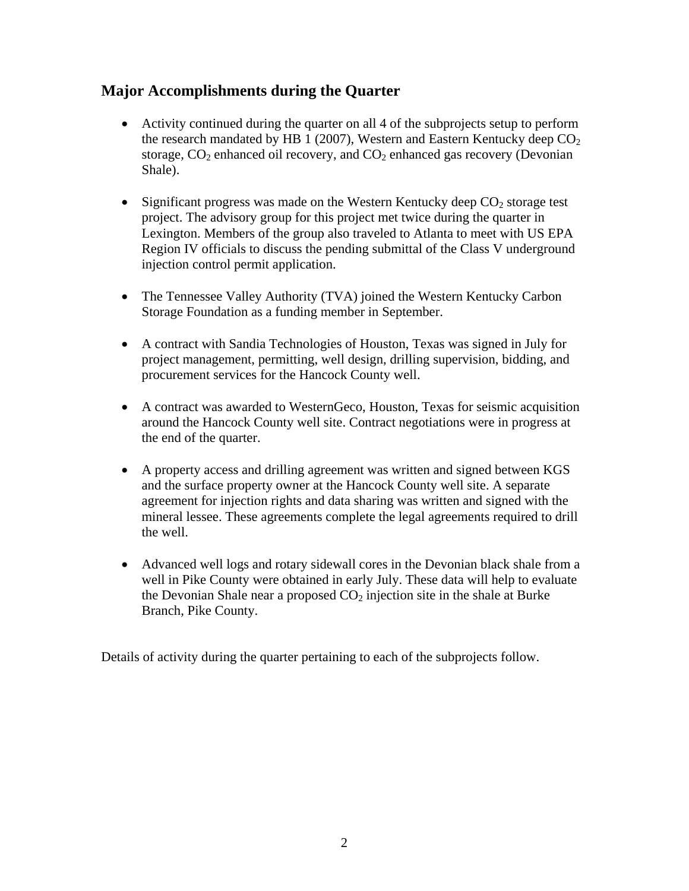## Major Accomplishments during the Quarter

- Activity continued during the quarter on all 4 of the subprojects setup to perform the research mandated by HB 1 (2007), Western and Eastern Kentucky deep $CO_2$ storage, $CO_2$ enhanced oil recovery, and $CO_2$ enhanced gas recovery (Devonian Shale).

- Significant progress was made on the Western Kentucky deep $CO_2$ storage test project. The advisory group for this project met twice during the quarter in Lexington. Members of the group also traveled to Atlanta to meet with US EPA Region IV officials to discuss the pending submittal of the Class V underground injection control permit application.

- The Tennessee Valley Authority (TVA) joined the Western Kentucky Carbon Storage Foundation as a funding member in September.

- A contract with Sandia Technologies of Houston, Texas was signed in July for project management, permitting, well design, drilling supervision, bidding, and procurement services for the Hancock County well.

- A contract was awarded to WesternGeco, Houston, Texas for seismic acquisition around the Hancock County well site. Contract negotiations were in progress at the end of the quarter.

- A property access and drilling agreement was written and signed between KGS and the surface property owner at the Hancock County well site. A separate agreement for injection rights and data sharing was written and signed with the mineral lessee. These agreements complete the legal agreements required to drill the well.

- Advanced well logs and rotary sidewall cores in the Devonian black shale from a well in Pike County were obtained in early July. These data will help to evaluate the Devonian Shale near a proposed $CO_2$ injection site in the shale at Burke Branch, Pike County.

Details of activity during the quarter pertaining to each of the subprojects follow.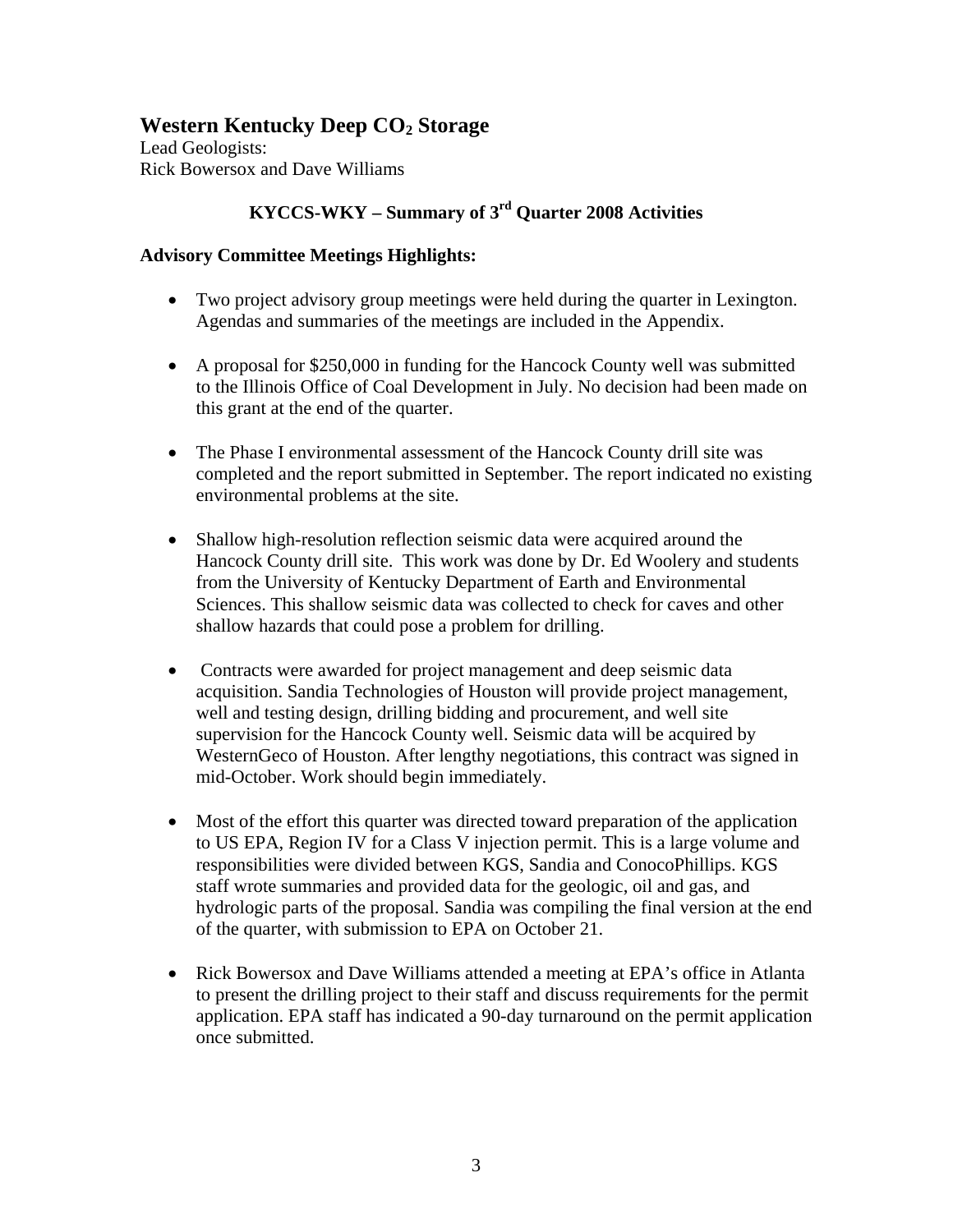## Western Kentucky Deep $CO_2$ Storage

Lead Geologists:
Rick Bowersox and Dave Williams

### KYCCS-WKY – Summary of 3rd Quarter 2008 Activities

**Advisory Committee Meetings Highlights:**

- Two project advisory group meetings were held during the quarter in Lexington. Agendas and summaries of the meetings are included in the Appendix.
- A proposal for $250,000 in funding for the Hancock County well was submitted to the Illinois Office of Coal Development in July. No decision had been made on this grant at the end of the quarter.
- The Phase I environmental assessment of the Hancock County drill site was completed and the report submitted in September. The report indicated no existing environmental problems at the site.
- Shallow high-resolution reflection seismic data were acquired around the Hancock County drill site. This work was done by Dr. Ed Woolery and students from the University of Kentucky Department of Earth and Environmental Sciences. This shallow seismic data was collected to check for caves and other shallow hazards that could pose a problem for drilling.
- Contracts were awarded for project management and deep seismic data acquisition. Sandia Technologies of Houston will provide project management, well and testing design, drilling bidding and procurement, and well site supervision for the Hancock County well. Seismic data will be acquired by WesternGeco of Houston. After lengthy negotiations, this contract was signed in mid-October. Work should begin immediately.
- Most of the effort this quarter was directed toward preparation of the application to US EPA, Region IV for a Class V injection permit. This is a large volume and responsibilities were divided between KGS, Sandia and ConocoPhillips. KGS staff wrote summaries and provided data for the geologic, oil and gas, and hydrologic parts of the proposal. Sandia was compiling the final version at the end of the quarter, with submission to EPA on October 21.
- Rick Bowersox and Dave Williams attended a meeting at EPA's office in Atlanta to present the drilling project to their staff and discuss requirements for the permit application. EPA staff has indicated a 90-day turnaround on the permit application once submitted.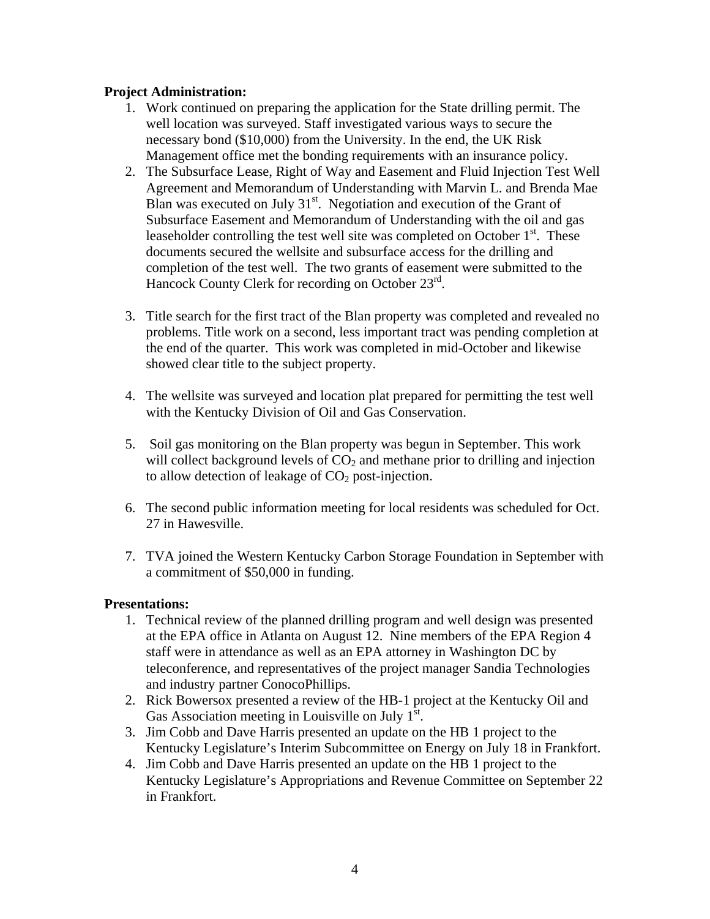**Project Administration:**

1. Work continued on preparing the application for the State drilling permit. The well location was surveyed. Staff investigated various ways to secure the necessary bond ($10,000) from the University. In the end, the UK Risk Management office met the bonding requirements with an insurance policy.
2. The Subsurface Lease, Right of Way and Easement and Fluid Injection Test Well Agreement and Memorandum of Understanding with Marvin L. and Brenda Mae Blan was executed on July 31st. Negotiation and execution of the Grant of Subsurface Easement and Memorandum of Understanding with the oil and gas leaseholder controlling the test well site was completed on October 1st. These documents secured the wellsite and subsurface access for the drilling and completion of the test well. The two grants of easement were submitted to the Hancock County Clerk for recording on October 23rd.

3. Title search for the first tract of the Blan property was completed and revealed no problems. Title work on a second, less important tract was pending completion at the end of the quarter. This work was completed in mid-October and likewise showed clear title to the subject property.

4. The wellsite was surveyed and location plat prepared for permitting the test well with the Kentucky Division of Oil and Gas Conservation.

5. Soil gas monitoring on the Blan property was begun in September. This work will collect background levels of $CO_2$ and methane prior to drilling and injection to allow detection of leakage of $CO_2$ post-injection.

6. The second public information meeting for local residents was scheduled for Oct. 27 in Hawesville.

7. TVA joined the Western Kentucky Carbon Storage Foundation in September with a commitment of $50,000 in funding.

**Presentations:**

1. Technical review of the planned drilling program and well design was presented at the EPA office in Atlanta on August 12. Nine members of the EPA Region 4 staff were in attendance as well as an EPA attorney in Washington DC by teleconference, and representatives of the project manager Sandia Technologies and industry partner ConocoPhillips.
2. Rick Bowersox presented a review of the HB-1 project at the Kentucky Oil and Gas Association meeting in Louisville on July 1st.
3. Jim Cobb and Dave Harris presented an update on the HB 1 project to the Kentucky Legislature's Interim Subcommittee on Energy on July 18 in Frankfort.
4. Jim Cobb and Dave Harris presented an update on the HB 1 project to the Kentucky Legislature's Appropriations and Revenue Committee on September 22 in Frankfort.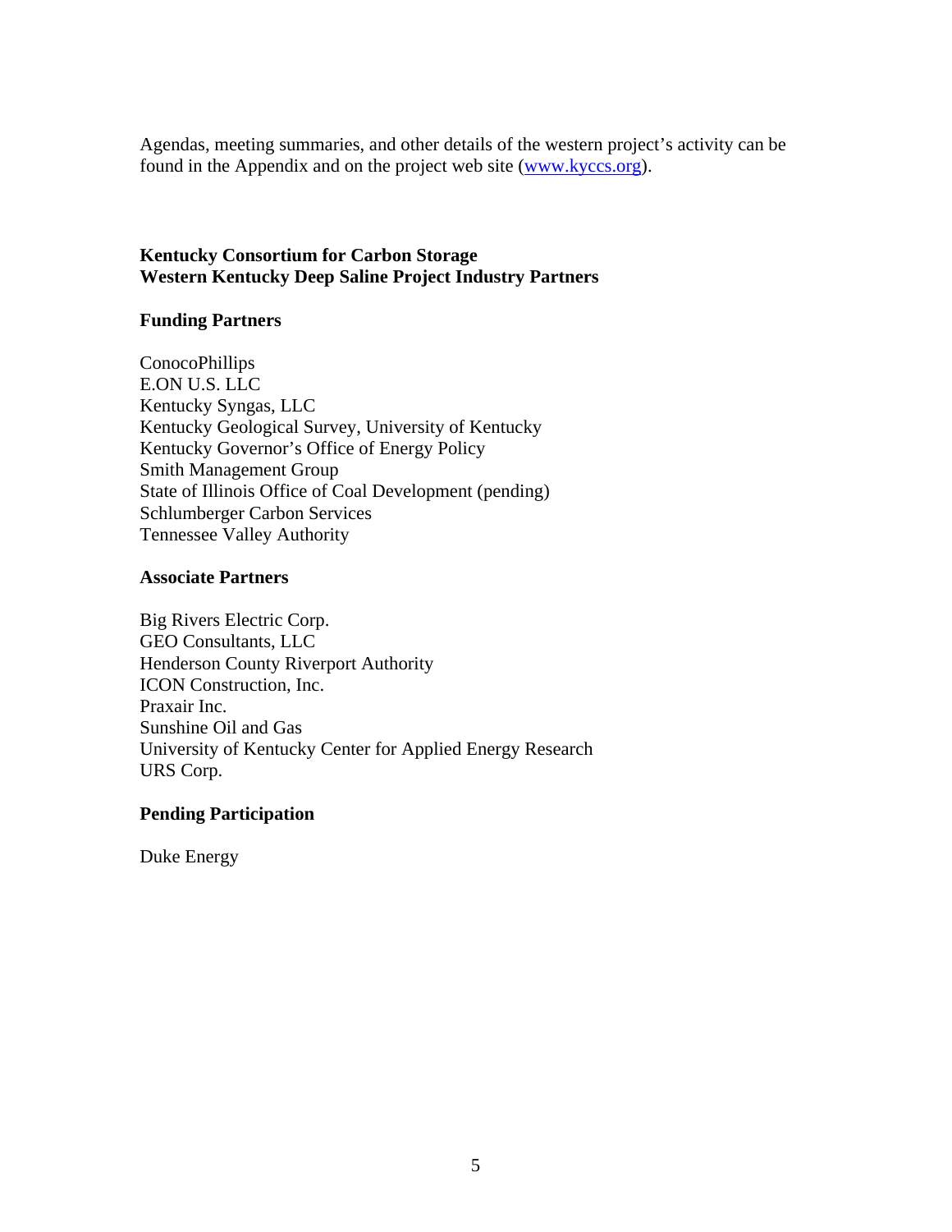Agendas, meeting summaries, and other details of the western project's activity can be found in the Appendix and on the project web site ([www.kyccs.org](www.kyccs.org)).

**Kentucky Consortium for Carbon Storage**
**Western Kentucky Deep Saline Project Industry Partners**

**Funding Partners**

ConocoPhillips
E.ON U.S. LLC
Kentucky Syngas, LLC
Kentucky Geological Survey, University of Kentucky
Kentucky Governor's Office of Energy Policy
Smith Management Group
State of Illinois Office of Coal Development (pending)
Schlumberger Carbon Services
Tennessee Valley Authority

**Associate Partners**

Big Rivers Electric Corp.
GEO Consultants, LLC
Henderson County Riverport Authority
ICON Construction, Inc.
Praxair Inc.
Sunshine Oil and Gas
University of Kentucky Center for Applied Energy Research
URS Corp.

**Pending Participation**

Duke Energy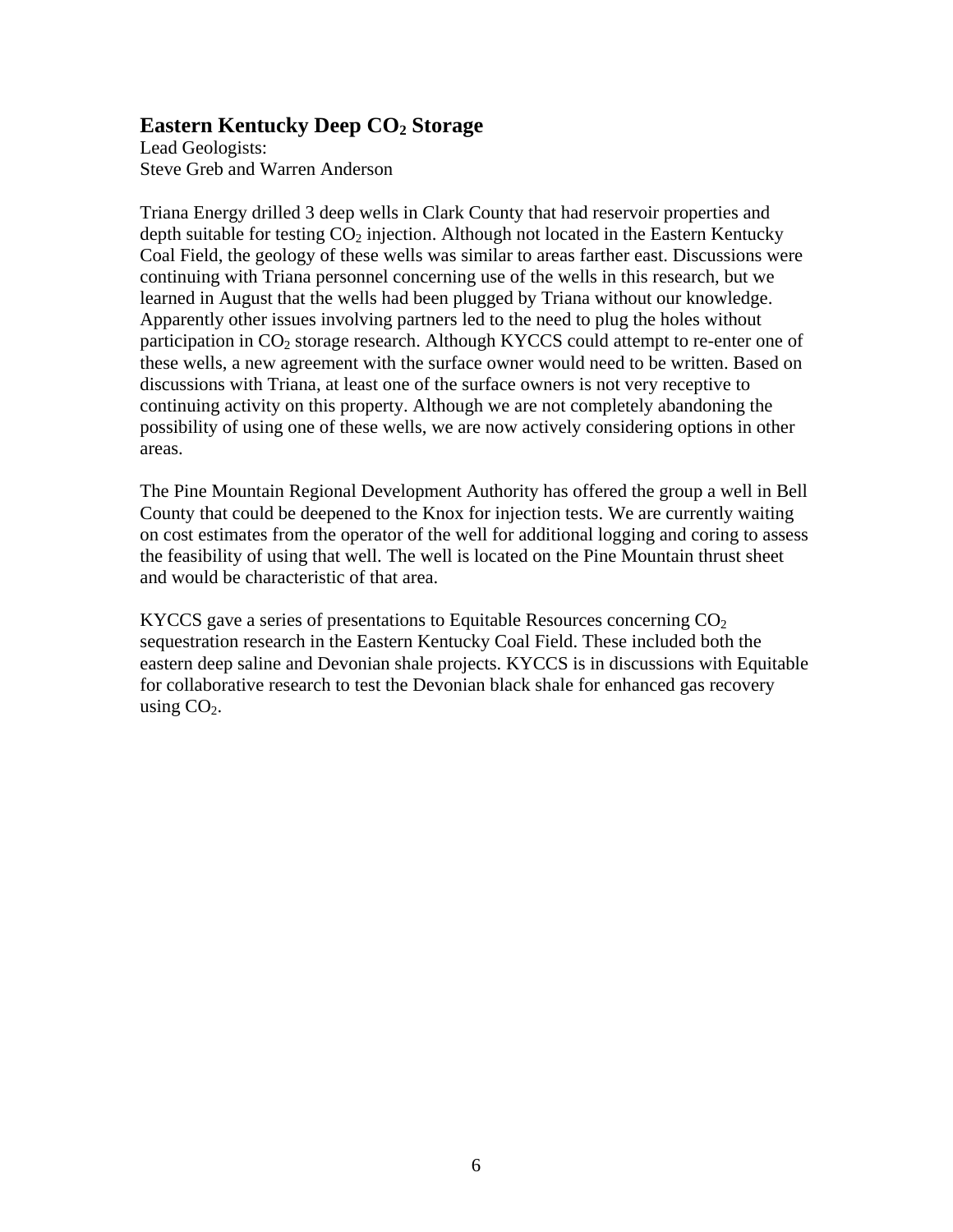### Eastern Kentucky Deep $CO_2$ Storage

Lead Geologists:
Steve Greb and Warren Anderson

Triana Energy drilled 3 deep wells in Clark County that had reservoir properties and depth suitable for testing $CO_2$ injection. Although not located in the Eastern Kentucky Coal Field, the geology of these wells was similar to areas farther east. Discussions were continuing with Triana personnel concerning use of the wells in this research, but we learned in August that the wells had been plugged by Triana without our knowledge. Apparently other issues involving partners led to the need to plug the holes without participation in $CO_2$ storage research. Although KYCCS could attempt to re-enter one of these wells, a new agreement with the surface owner would need to be written. Based on discussions with Triana, at least one of the surface owners is not very receptive to continuing activity on this property. Although we are not completely abandoning the possibility of using one of these wells, we are now actively considering options in other areas.

The Pine Mountain Regional Development Authority has offered the group a well in Bell County that could be deepened to the Knox for injection tests. We are currently waiting on cost estimates from the operator of the well for additional logging and coring to assess the feasibility of using that well. The well is located on the Pine Mountain thrust sheet and would be characteristic of that area.

KYCCS gave a series of presentations to Equitable Resources concerning $CO_2$ sequestration research in the Eastern Kentucky Coal Field. These included both the eastern deep saline and Devonian shale projects. KYCCS is in discussions with Equitable for collaborative research to test the Devonian black shale for enhanced gas recovery using $CO_2$.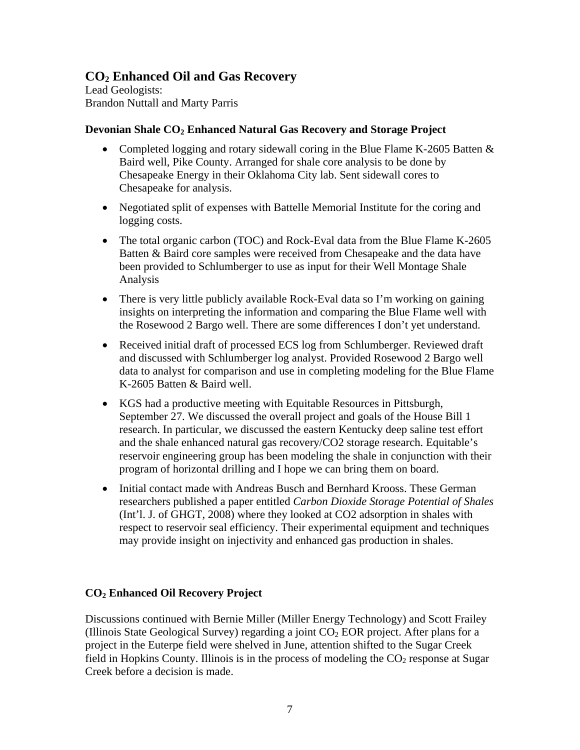## $CO_2$ Enhanced Oil and Gas Recovery

Lead Geologists:
Brandon Nuttall and Marty Parris

### Devonian Shale $CO_2$ Enhanced Natural Gas Recovery and Storage Project

- Completed logging and rotary sidewall coring in the Blue Flame K-2605 Batten & Baird well, Pike County. Arranged for shale core analysis to be done by Chesapeake Energy in their Oklahoma City lab. Sent sidewall cores to Chesapeake for analysis.
- Negotiated split of expenses with Battelle Memorial Institute for the coring and logging costs.
- The total organic carbon (TOC) and Rock-Eval data from the Blue Flame K-2605 Batten & Baird core samples were received from Chesapeake and the data have been provided to Schlumberger to use as input for their Well Montage Shale Analysis
- There is very little publicly available Rock-Eval data so I'm working on gaining insights on interpreting the information and comparing the Blue Flame well with the Rosewood 2 Bargo well. There are some differences I don't yet understand.
- Received initial draft of processed ECS log from Schlumberger. Reviewed draft and discussed with Schlumberger log analyst. Provided Rosewood 2 Bargo well data to analyst for comparison and use in completing modeling for the Blue Flame K-2605 Batten & Baird well.
- KGS had a productive meeting with Equitable Resources in Pittsburgh, September 27. We discussed the overall project and goals of the House Bill 1 research. In particular, we discussed the eastern Kentucky deep saline test effort and the shale enhanced natural gas recovery/CO2 storage research. Equitable's reservoir engineering group has been modeling the shale in conjunction with their program of horizontal drilling and I hope we can bring them on board.
- Initial contact made with Andreas Busch and Bernhard Krooss. These German researchers published a paper entitled *Carbon Dioxide Storage Potential of Shales* (Int'l. J. of GHGT, 2008) where they looked at CO2 adsorption in shales with respect to reservoir seal efficiency. Their experimental equipment and techniques may provide insight on injectivity and enhanced gas production in shales.

### $CO_2$ Enhanced Oil Recovery Project

Discussions continued with Bernie Miller (Miller Energy Technology) and Scott Frailey (Illinois State Geological Survey) regarding a joint $CO_2$ EOR project. After plans for a project in the Euterpe field were shelved in June, attention shifted to the Sugar Creek field in Hopkins County. Illinois is in the process of modeling the $CO_2$ response at Sugar Creek before a decision is made.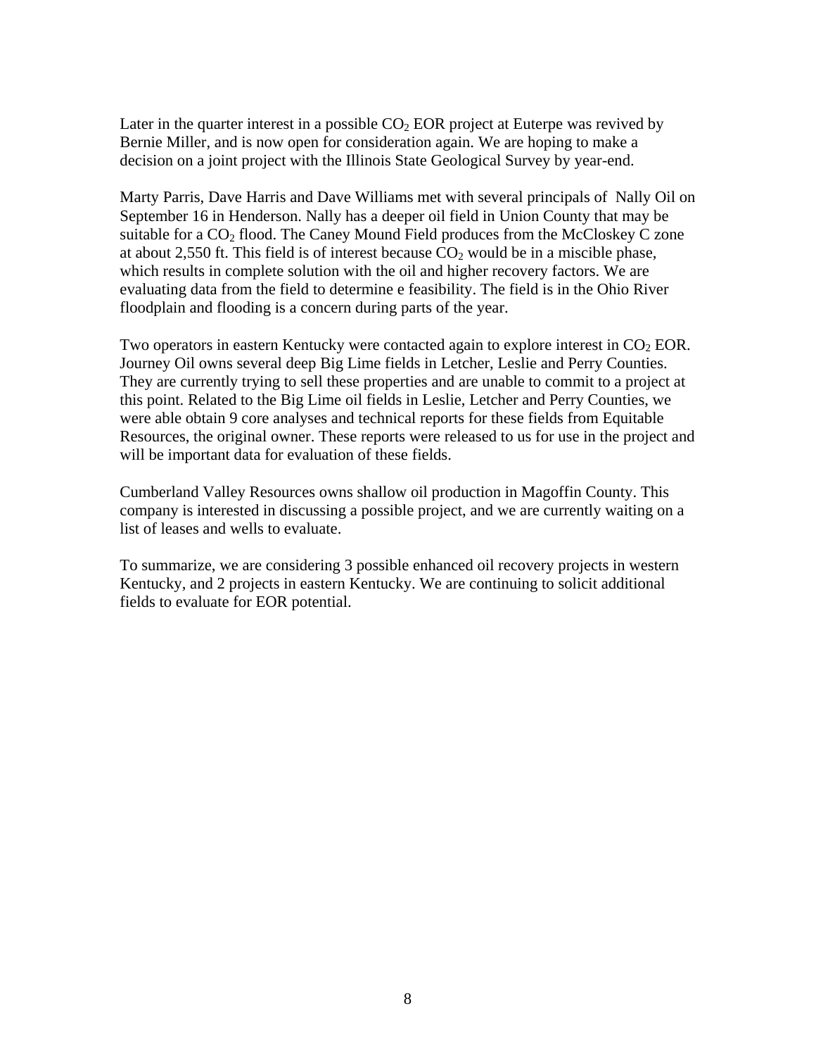Later in the quarter interest in a possible $CO_2$ EOR project at Euterpe was revived by Bernie Miller, and is now open for consideration again. We are hoping to make a decision on a joint project with the Illinois State Geological Survey by year-end.

Marty Parris, Dave Harris and Dave Williams met with several principals of Nally Oil on September 16 in Henderson. Nally has a deeper oil field in Union County that may be suitable for a $CO_2$ flood. The Caney Mound Field produces from the McCloskey C zone at about 2,550 ft. This field is of interest because $CO_2$ would be in a miscible phase, which results in complete solution with the oil and higher recovery factors. We are evaluating data from the field to determine e feasibility. The field is in the Ohio River floodplain and flooding is a concern during parts of the year.

Two operators in eastern Kentucky were contacted again to explore interest in $CO_2$ EOR. Journey Oil owns several deep Big Lime fields in Letcher, Leslie and Perry Counties. They are currently trying to sell these properties and are unable to commit to a project at this point. Related to the Big Lime oil fields in Leslie, Letcher and Perry Counties, we were able obtain 9 core analyses and technical reports for these fields from Equitable Resources, the original owner. These reports were released to us for use in the project and will be important data for evaluation of these fields.

Cumberland Valley Resources owns shallow oil production in Magoffin County. This company is interested in discussing a possible project, and we are currently waiting on a list of leases and wells to evaluate.

To summarize, we are considering 3 possible enhanced oil recovery projects in western Kentucky, and 2 projects in eastern Kentucky. We are continuing to solicit additional fields to evaluate for EOR potential.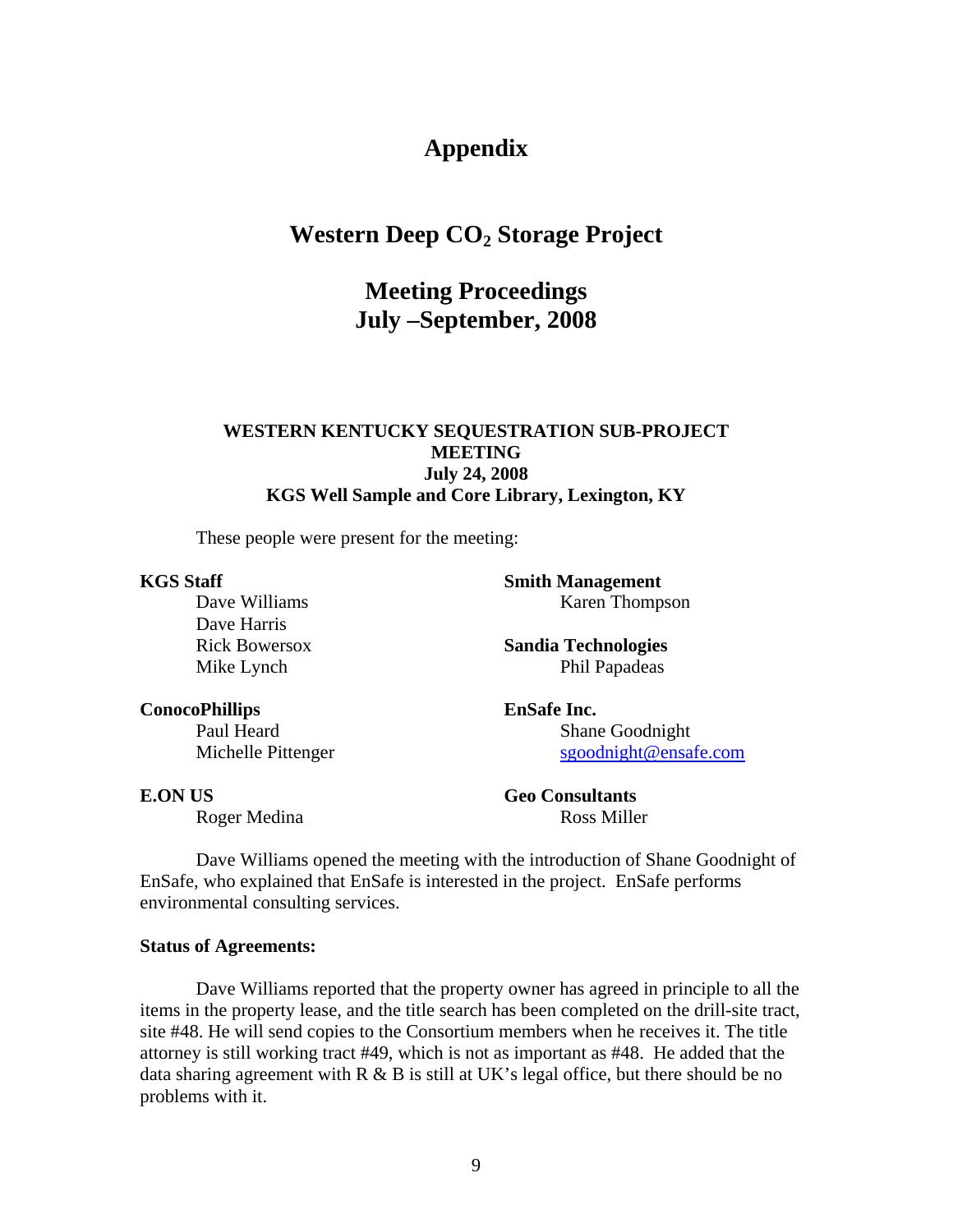# Appendix

## Western Deep $CO_2$ Storage Project

## Meeting Proceedings
## July –September, 2008

### WESTERN KENTUCKY SEQUESTRATION SUB-PROJECT MEETING
### July 24, 2008
### KGS Well Sample and Core Library, Lexington, KY

These people were present for the meeting:

**KGS Staff**
Dave Williams
Dave Harris
Rick Bowersox
Mike Lynch

**ConocoPhillips**
Paul Heard
Michelle Pittenger

**E.ON US**
Roger Medina

**Smith Management**
Karen Thompson

**Sandia Technologies**
Phil Papadeas

**EnSafe Inc.**
Shane Goodnight
sgoodnight@ensafe.com

**Geo Consultants**
Ross Miller

Dave Williams opened the meeting with the introduction of Shane Goodnight of EnSafe, who explained that EnSafe is interested in the project. EnSafe performs environmental consulting services.

**Status of Agreements:**

Dave Williams reported that the property owner has agreed in principle to all the items in the property lease, and the title search has been completed on the drill-site tract, site #48. He will send copies to the Consortium members when he receives it. The title attorney is still working tract #49, which is not as important as #48. He added that the data sharing agreement with R & B is still at UK's legal office, but there should be no problems with it.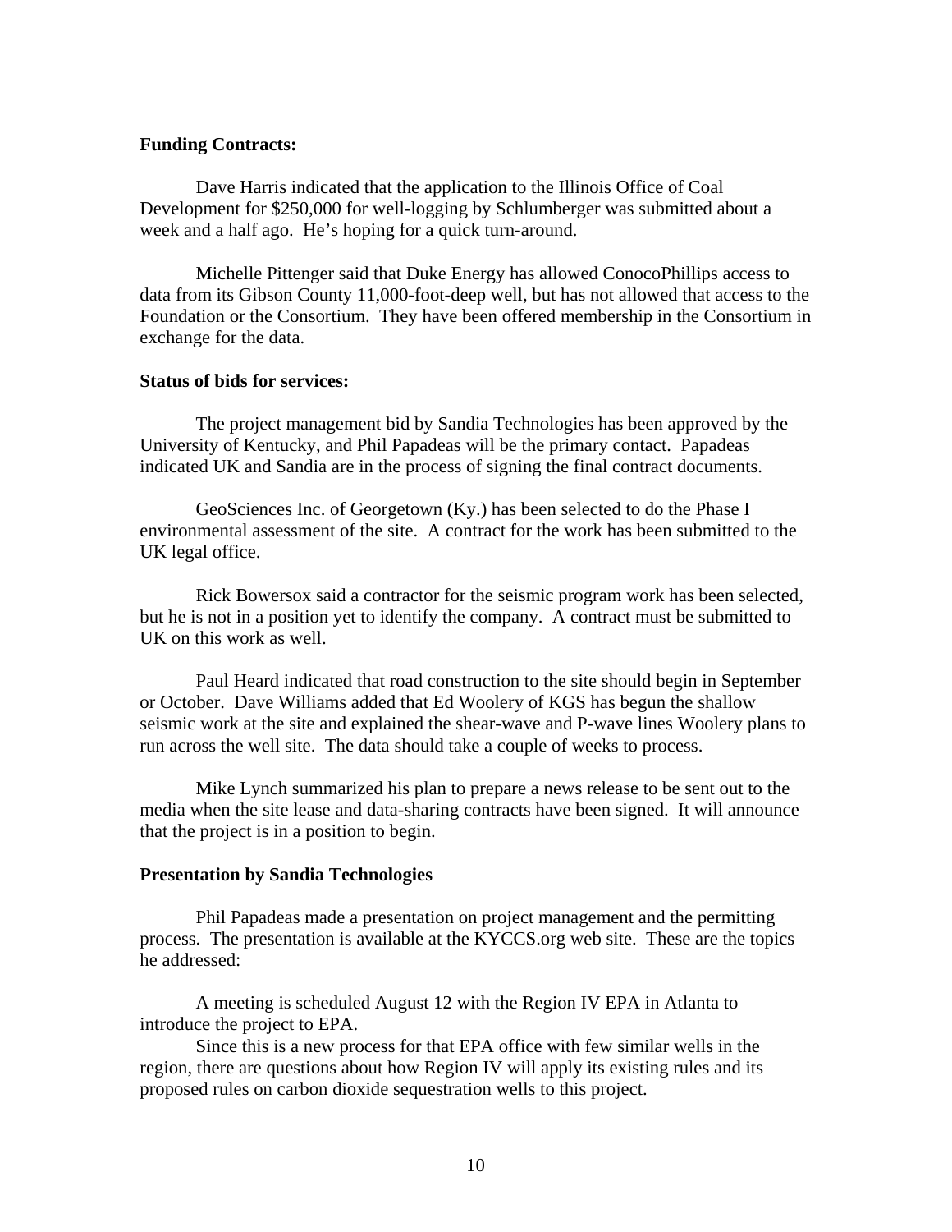**Funding Contracts:**

Dave Harris indicated that the application to the Illinois Office of Coal Development for $250,000 for well-logging by Schlumberger was submitted about a week and a half ago. He's hoping for a quick turn-around.

Michelle Pittenger said that Duke Energy has allowed ConocoPhillips access to data from its Gibson County 11,000-foot-deep well, but has not allowed that access to the Foundation or the Consortium. They have been offered membership in the Consortium in exchange for the data.

**Status of bids for services:**

The project management bid by Sandia Technologies has been approved by the University of Kentucky, and Phil Papadeas will be the primary contact. Papadeas indicated UK and Sandia are in the process of signing the final contract documents.

GeoSciences Inc. of Georgetown (Ky.) has been selected to do the Phase I environmental assessment of the site. A contract for the work has been submitted to the UK legal office.

Rick Bowersox said a contractor for the seismic program work has been selected, but he is not in a position yet to identify the company. A contract must be submitted to UK on this work as well.

Paul Heard indicated that road construction to the site should begin in September or October. Dave Williams added that Ed Woolery of KGS has begun the shallow seismic work at the site and explained the shear-wave and P-wave lines Woolery plans to run across the well site. The data should take a couple of weeks to process.

Mike Lynch summarized his plan to prepare a news release to be sent out to the media when the site lease and data-sharing contracts have been signed. It will announce that the project is in a position to begin.

**Presentation by Sandia Technologies**

Phil Papadeas made a presentation on project management and the permitting process. The presentation is available at the KYCCS.org web site. These are the topics he addressed:

A meeting is scheduled August 12 with the Region IV EPA in Atlanta to introduce the project to EPA.

Since this is a new process for that EPA office with few similar wells in the region, there are questions about how Region IV will apply its existing rules and its proposed rules on carbon dioxide sequestration wells to this project.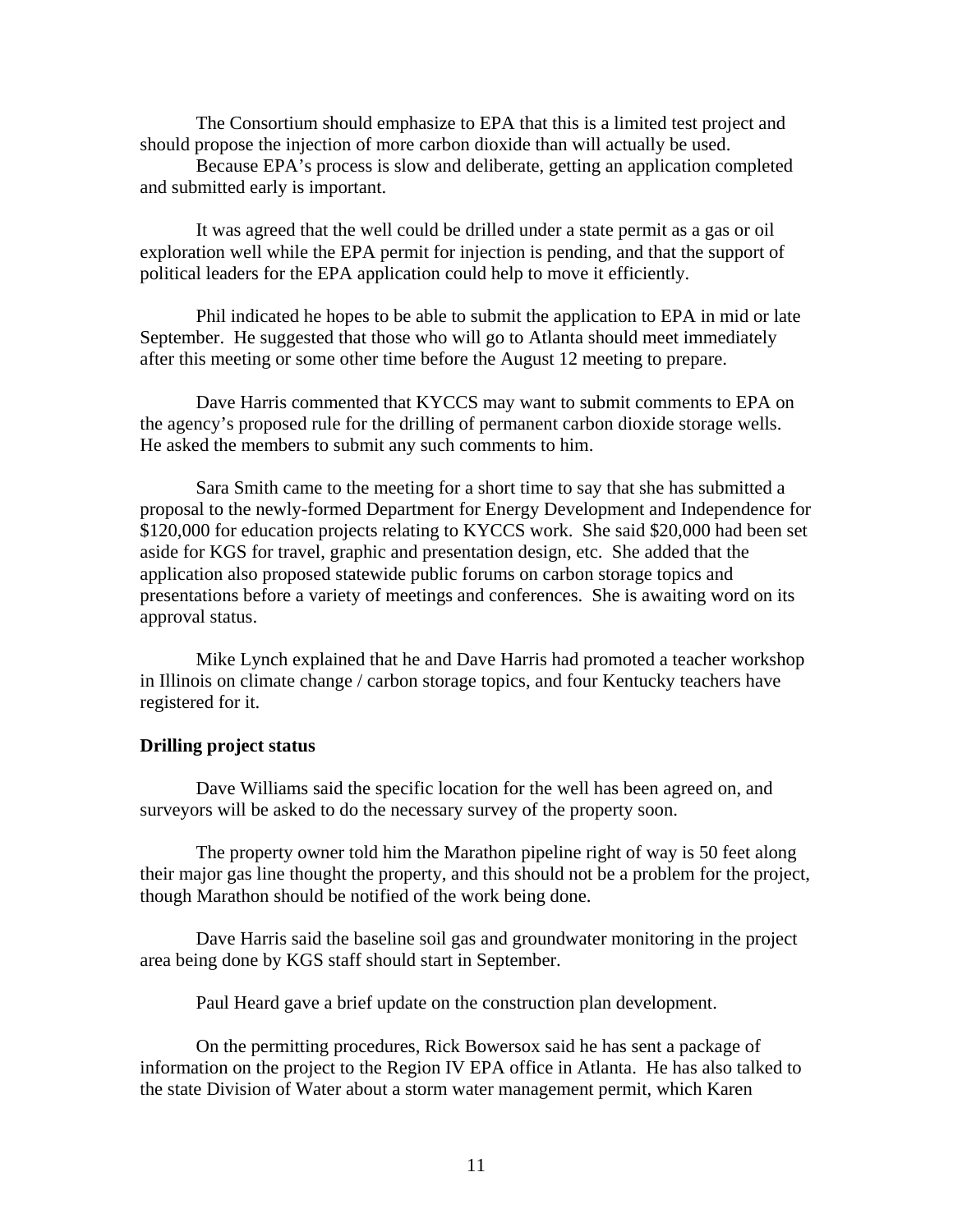The Consortium should emphasize to EPA that this is a limited test project and should propose the injection of more carbon dioxide than will actually be used.

Because EPA's process is slow and deliberate, getting an application completed and submitted early is important.

It was agreed that the well could be drilled under a state permit as a gas or oil exploration well while the EPA permit for injection is pending, and that the support of political leaders for the EPA application could help to move it efficiently.

Phil indicated he hopes to be able to submit the application to EPA in mid or late September. He suggested that those who will go to Atlanta should meet immediately after this meeting or some other time before the August 12 meeting to prepare.

Dave Harris commented that KYCCS may want to submit comments to EPA on the agency's proposed rule for the drilling of permanent carbon dioxide storage wells. He asked the members to submit any such comments to him.

Sara Smith came to the meeting for a short time to say that she has submitted a proposal to the newly-formed Department for Energy Development and Independence for $120,000 for education projects relating to KYCCS work. She said $20,000 had been set aside for KGS for travel, graphic and presentation design, etc. She added that the application also proposed statewide public forums on carbon storage topics and presentations before a variety of meetings and conferences. She is awaiting word on its approval status.

Mike Lynch explained that he and Dave Harris had promoted a teacher workshop in Illinois on climate change / carbon storage topics, and four Kentucky teachers have registered for it.

**Drilling project status**

Dave Williams said the specific location for the well has been agreed on, and surveyors will be asked to do the necessary survey of the property soon.

The property owner told him the Marathon pipeline right of way is 50 feet along their major gas line thought the property, and this should not be a problem for the project, though Marathon should be notified of the work being done.

Dave Harris said the baseline soil gas and groundwater monitoring in the project area being done by KGS staff should start in September.

Paul Heard gave a brief update on the construction plan development.

On the permitting procedures, Rick Bowersox said he has sent a package of information on the project to the Region IV EPA office in Atlanta. He has also talked to the state Division of Water about a storm water management permit, which Karen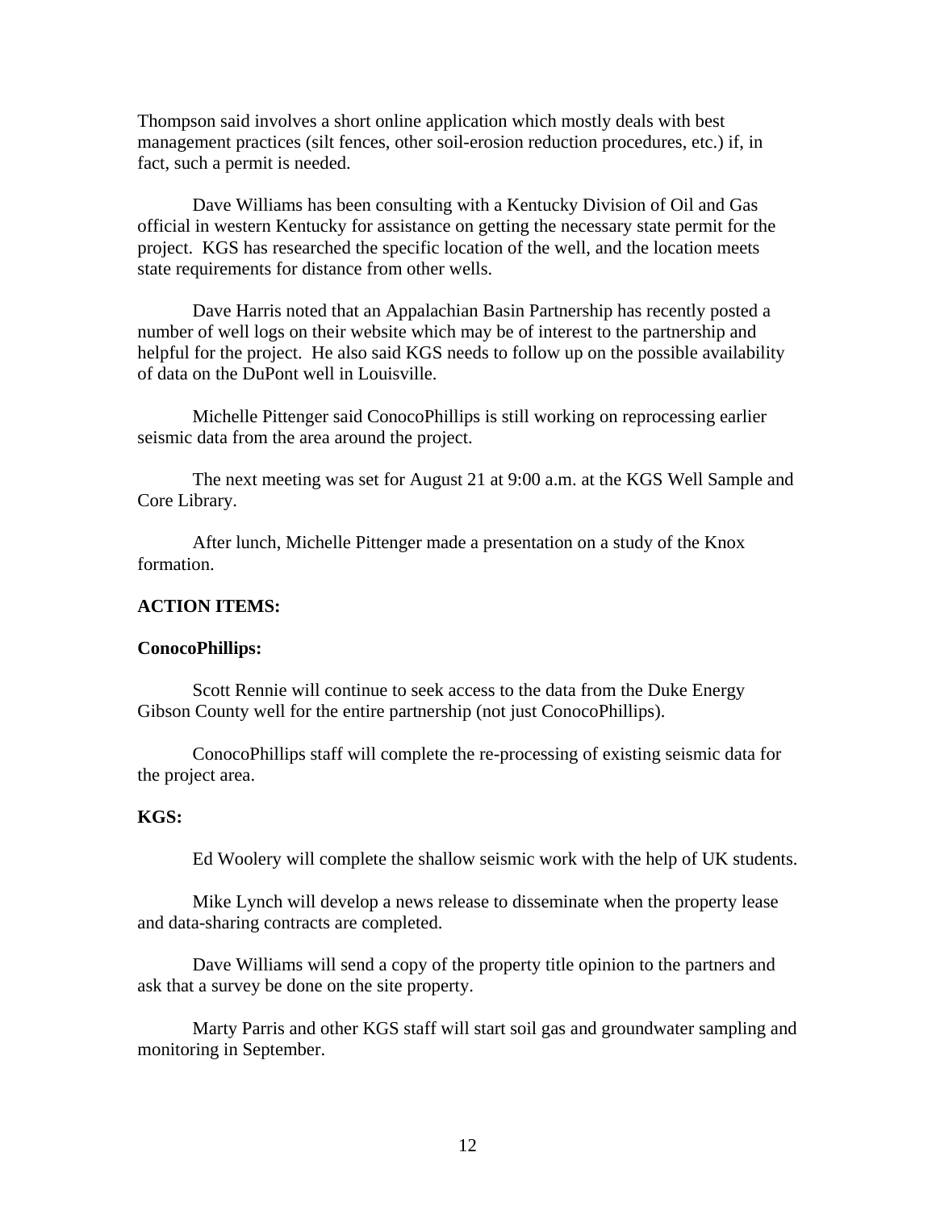Thompson said involves a short online application which mostly deals with best management practices (silt fences, other soil-erosion reduction procedures, etc.) if, in fact, such a permit is needed.

Dave Williams has been consulting with a Kentucky Division of Oil and Gas official in western Kentucky for assistance on getting the necessary state permit for the project. KGS has researched the specific location of the well, and the location meets state requirements for distance from other wells.

Dave Harris noted that an Appalachian Basin Partnership has recently posted a number of well logs on their website which may be of interest to the partnership and helpful for the project. He also said KGS needs to follow up on the possible availability of data on the DuPont well in Louisville.

Michelle Pittenger said ConocoPhillips is still working on reprocessing earlier seismic data from the area around the project.

The next meeting was set for August 21 at 9:00 a.m. at the KGS Well Sample and Core Library.

After lunch, Michelle Pittenger made a presentation on a study of the Knox formation.

**ACTION ITEMS:**

**ConocoPhillips:**

Scott Rennie will continue to seek access to the data from the Duke Energy Gibson County well for the entire partnership (not just ConocoPhillips).

ConocoPhillips staff will complete the re-processing of existing seismic data for the project area.

**KGS:**

Ed Woolery will complete the shallow seismic work with the help of UK students.

Mike Lynch will develop a news release to disseminate when the property lease and data-sharing contracts are completed.

Dave Williams will send a copy of the property title opinion to the partners and ask that a survey be done on the site property.

Marty Parris and other KGS staff will start soil gas and groundwater sampling and monitoring in September.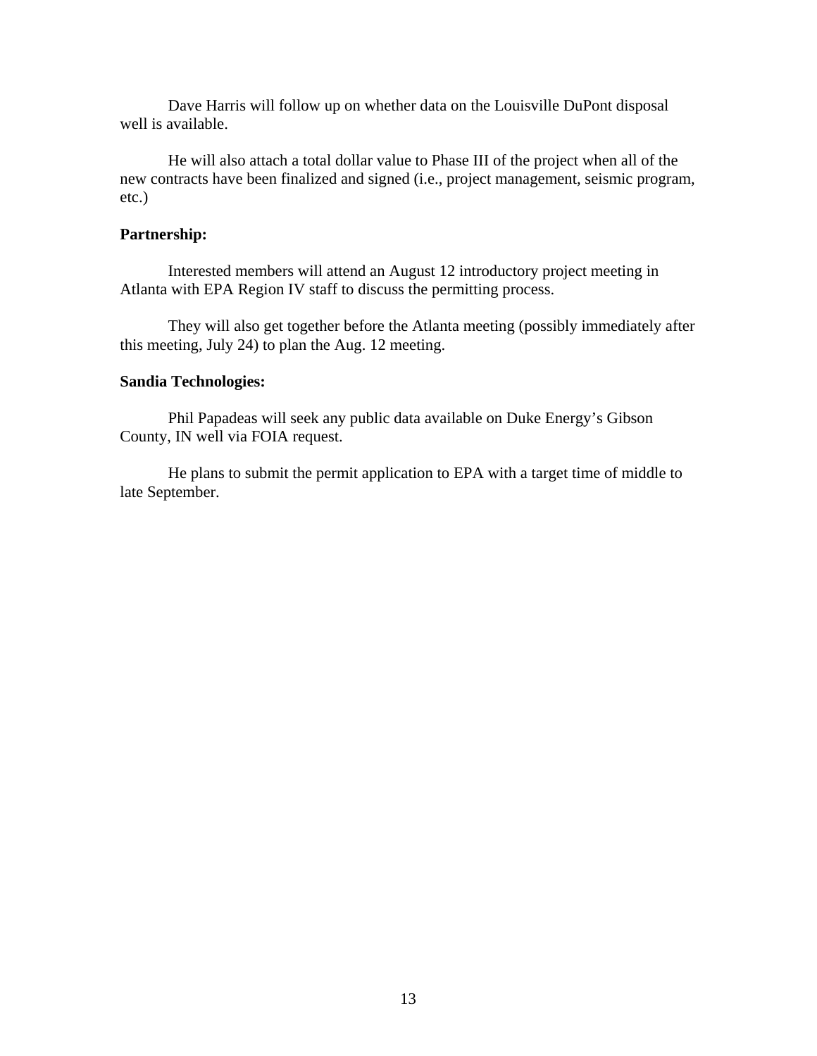Dave Harris will follow up on whether data on the Louisville DuPont disposal well is available.

He will also attach a total dollar value to Phase III of the project when all of the new contracts have been finalized and signed (i.e., project management, seismic program, etc.)

**Partnership:**

Interested members will attend an August 12 introductory project meeting in Atlanta with EPA Region IV staff to discuss the permitting process.

They will also get together before the Atlanta meeting (possibly immediately after this meeting, July 24) to plan the Aug. 12 meeting.

**Sandia Technologies:**

Phil Papadeas will seek any public data available on Duke Energy's Gibson County, IN well via FOIA request.

He plans to submit the permit application to EPA with a target time of middle to late September.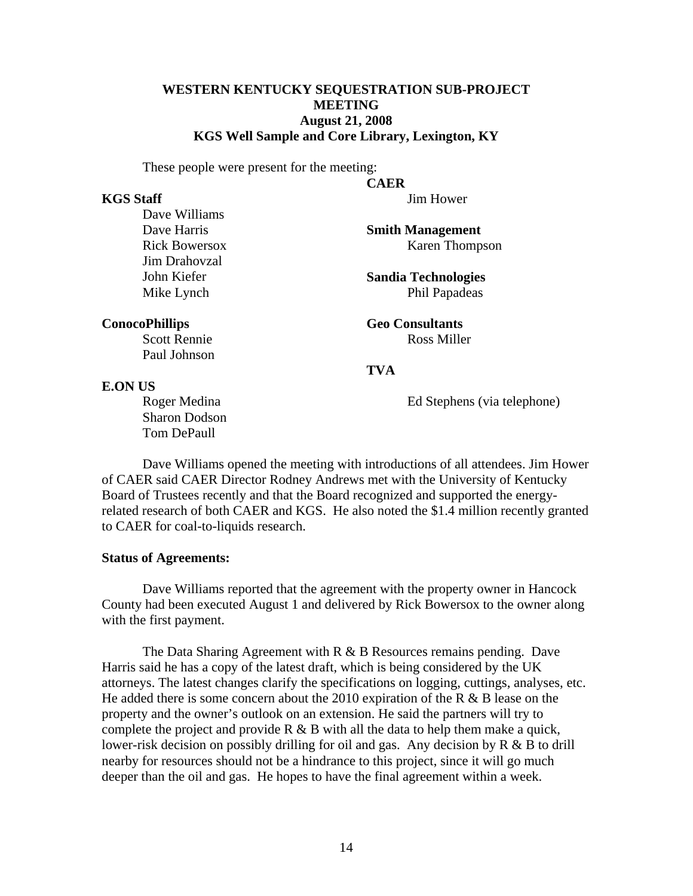**WESTERN KENTUCKY SEQUESTRATION SUB-PROJECT MEETING**
**August 21, 2008**
**KGS Well Sample and Core Library, Lexington, KY**

These people were present for the meeting:

**KGS Staff**
Dave Williams
Dave Harris
Rick Bowersox
Jim Drahovzal
John Kiefer
Mike Lynch

**ConocoPhillips**
Scott Rennie
Paul Johnson

**E.ON US**
Roger Medina
Sharon Dodson
Tom DePaull

**CAER**
Jim Hower

**Smith Management**
Karen Thompson

**Sandia Technologies**
Phil Papadeas

**Geo Consultants**
Ross Miller

**TVA**
Ed Stephens (via telephone)

Dave Williams opened the meeting with introductions of all attendees. Jim Hower of CAER said CAER Director Rodney Andrews met with the University of Kentucky Board of Trustees recently and that the Board recognized and supported the energy-related research of both CAER and KGS. He also noted the $1.4 million recently granted to CAER for coal-to-liquids research.

**Status of Agreements:**

Dave Williams reported that the agreement with the property owner in Hancock County had been executed August 1 and delivered by Rick Bowersox to the owner along with the first payment.

The Data Sharing Agreement with R & B Resources remains pending. Dave Harris said he has a copy of the latest draft, which is being considered by the UK attorneys. The latest changes clarify the specifications on logging, cuttings, analyses, etc. He added there is some concern about the 2010 expiration of the R & B lease on the property and the owner's outlook on an extension. He said the partners will try to complete the project and provide R & B with all the data to help them make a quick, lower-risk decision on possibly drilling for oil and gas. Any decision by R & B to drill nearby for resources should not be a hindrance to this project, since it will go much deeper than the oil and gas. He hopes to have the final agreement within a week.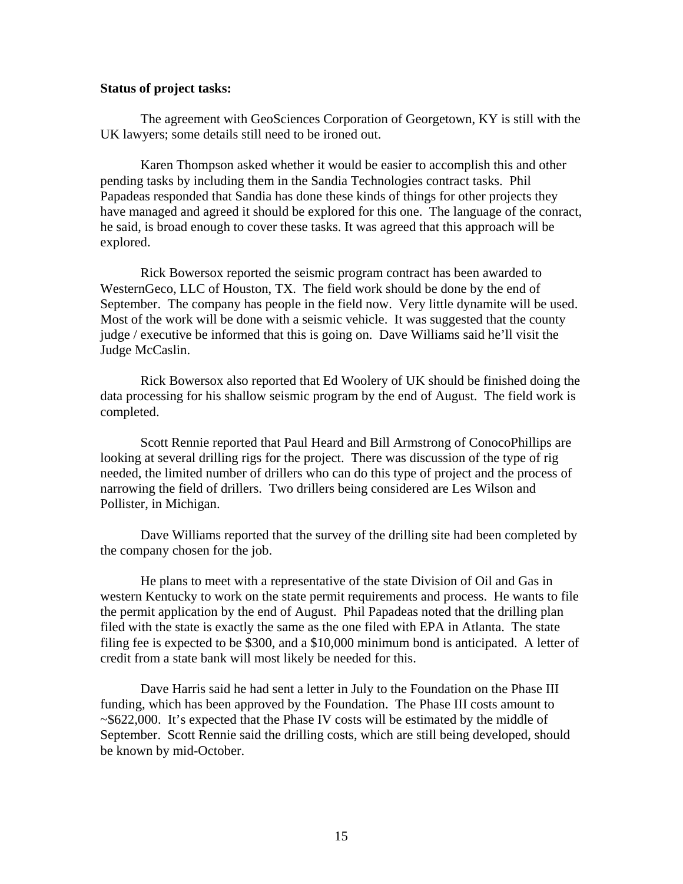**Status of project tasks:**

The agreement with GeoSciences Corporation of Georgetown, KY is still with the UK lawyers; some details still need to be ironed out.

Karen Thompson asked whether it would be easier to accomplish this and other pending tasks by including them in the Sandia Technologies contract tasks. Phil Papadeas responded that Sandia has done these kinds of things for other projects they have managed and agreed it should be explored for this one. The language of the conract, he said, is broad enough to cover these tasks. It was agreed that this approach will be explored.

Rick Bowersox reported the seismic program contract has been awarded to WesternGeco, LLC of Houston, TX. The field work should be done by the end of September. The company has people in the field now. Very little dynamite will be used. Most of the work will be done with a seismic vehicle. It was suggested that the county judge / executive be informed that this is going on. Dave Williams said he'll visit the Judge McCaslin.

Rick Bowersox also reported that Ed Woolery of UK should be finished doing the data processing for his shallow seismic program by the end of August. The field work is completed.

Scott Rennie reported that Paul Heard and Bill Armstrong of ConocoPhillips are looking at several drilling rigs for the project. There was discussion of the type of rig needed, the limited number of drillers who can do this type of project and the process of narrowing the field of drillers. Two drillers being considered are Les Wilson and Pollister, in Michigan.

Dave Williams reported that the survey of the drilling site had been completed by the company chosen for the job.

He plans to meet with a representative of the state Division of Oil and Gas in western Kentucky to work on the state permit requirements and process. He wants to file the permit application by the end of August. Phil Papadeas noted that the drilling plan filed with the state is exactly the same as the one filed with EPA in Atlanta. The state filing fee is expected to be $300, and a $10,000 minimum bond is anticipated. A letter of credit from a state bank will most likely be needed for this.

Dave Harris said he had sent a letter in July to the Foundation on the Phase III funding, which has been approved by the Foundation. The Phase III costs amount to ~$622,000. It's expected that the Phase IV costs will be estimated by the middle of September. Scott Rennie said the drilling costs, which are still being developed, should be known by mid-October.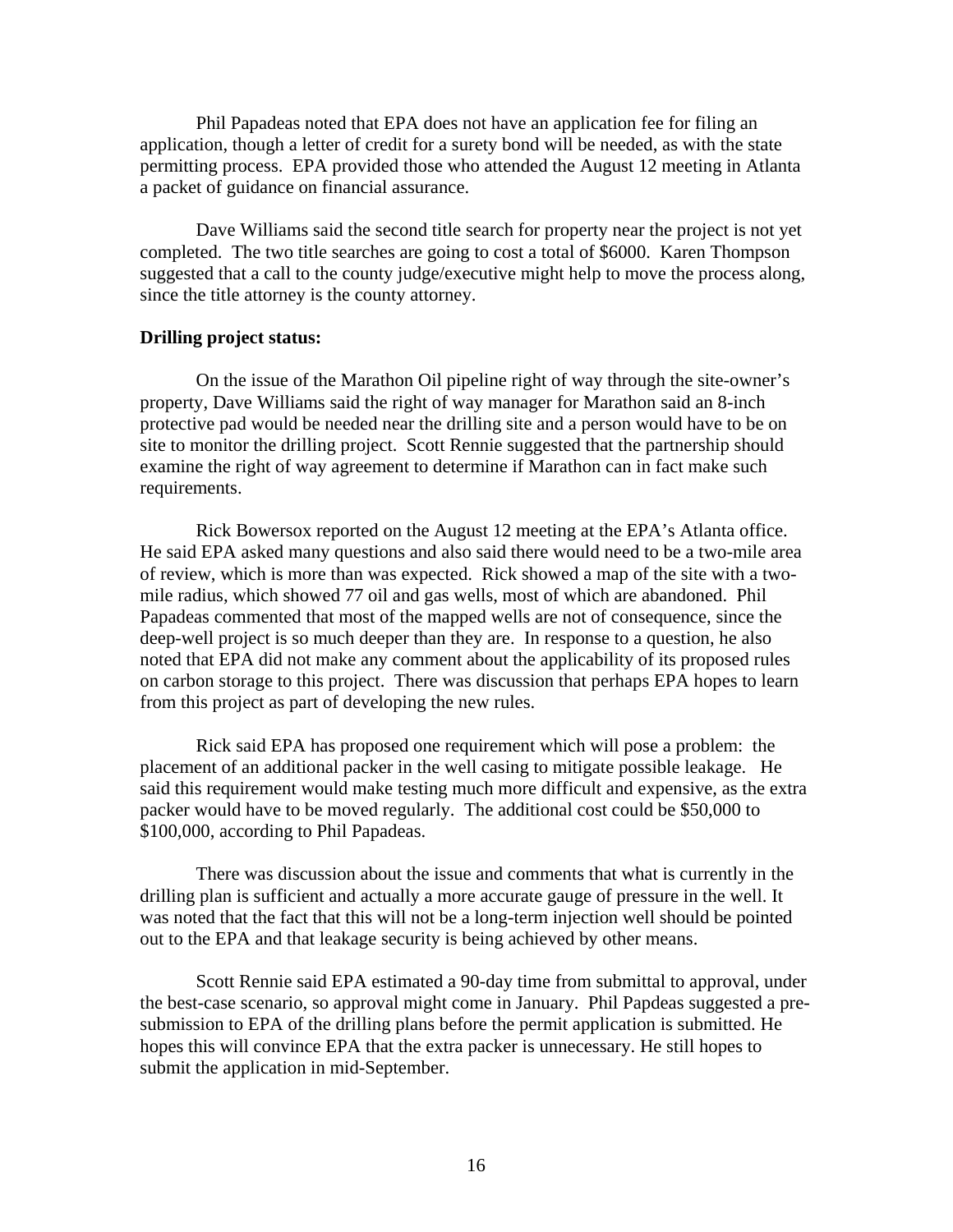Phil Papadeas noted that EPA does not have an application fee for filing an application, though a letter of credit for a surety bond will be needed, as with the state permitting process. EPA provided those who attended the August 12 meeting in Atlanta a packet of guidance on financial assurance.

Dave Williams said the second title search for property near the project is not yet completed. The two title searches are going to cost a total of $6000. Karen Thompson suggested that a call to the county judge/executive might help to move the process along, since the title attorney is the county attorney.

**Drilling project status:**

On the issue of the Marathon Oil pipeline right of way through the site-owner's property, Dave Williams said the right of way manager for Marathon said an 8-inch protective pad would be needed near the drilling site and a person would have to be on site to monitor the drilling project. Scott Rennie suggested that the partnership should examine the right of way agreement to determine if Marathon can in fact make such requirements.

Rick Bowersox reported on the August 12 meeting at the EPA's Atlanta office. He said EPA asked many questions and also said there would need to be a two-mile area of review, which is more than was expected. Rick showed a map of the site with a two-mile radius, which showed 77 oil and gas wells, most of which are abandoned. Phil Papadeas commented that most of the mapped wells are not of consequence, since the deep-well project is so much deeper than they are. In response to a question, he also noted that EPA did not make any comment about the applicability of its proposed rules on carbon storage to this project. There was discussion that perhaps EPA hopes to learn from this project as part of developing the new rules.

Rick said EPA has proposed one requirement which will pose a problem: the placement of an additional packer in the well casing to mitigate possible leakage. He said this requirement would make testing much more difficult and expensive, as the extra packer would have to be moved regularly. The additional cost could be $50,000 to $100,000, according to Phil Papadeas.

There was discussion about the issue and comments that what is currently in the drilling plan is sufficient and actually a more accurate gauge of pressure in the well. It was noted that the fact that this will not be a long-term injection well should be pointed out to the EPA and that leakage security is being achieved by other means.

Scott Rennie said EPA estimated a 90-day time from submittal to approval, under the best-case scenario, so approval might come in January. Phil Papdeas suggested a pre-submission to EPA of the drilling plans before the permit application is submitted. He hopes this will convince EPA that the extra packer is unnecessary. He still hopes to submit the application in mid-September.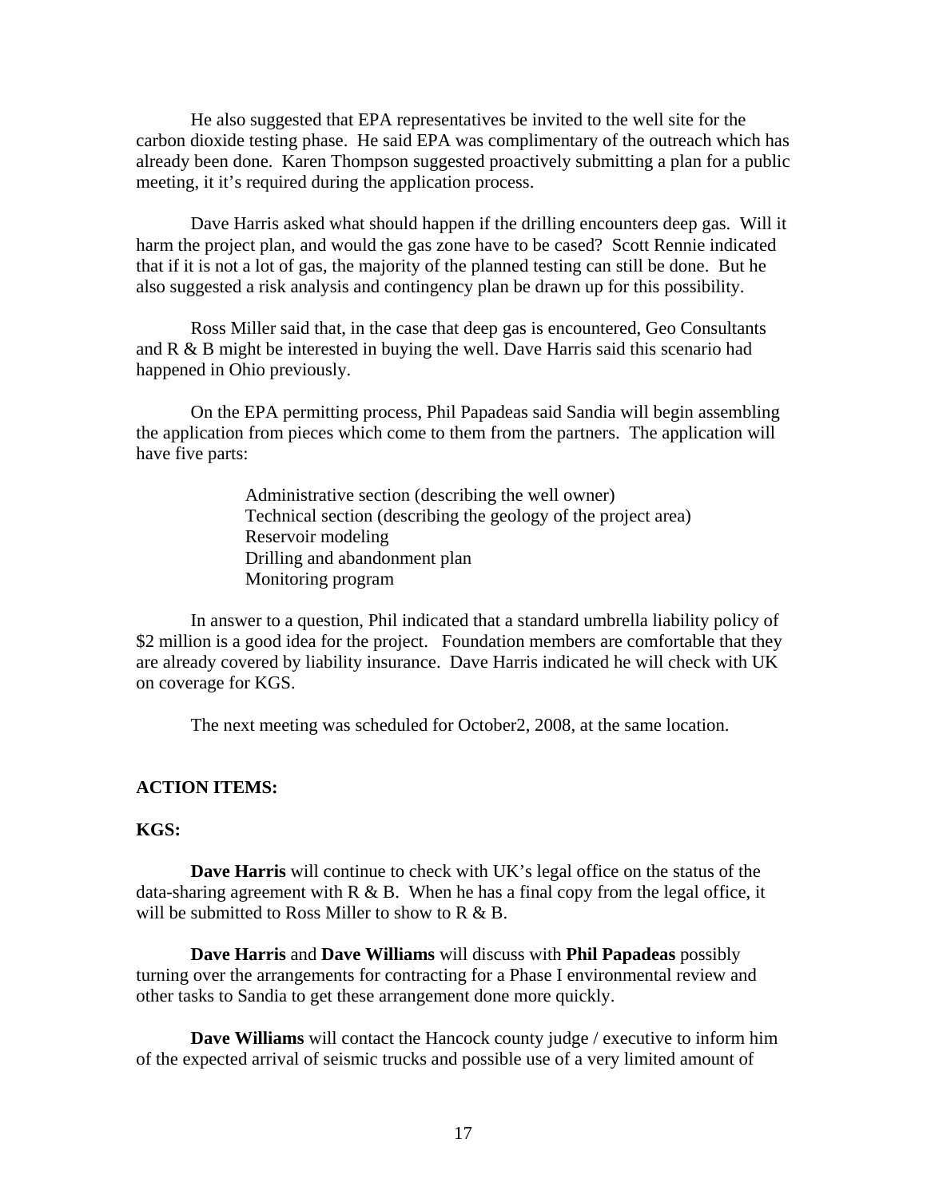He also suggested that EPA representatives be invited to the well site for the carbon dioxide testing phase. He said EPA was complimentary of the outreach which has already been done. Karen Thompson suggested proactively submitting a plan for a public meeting, it it's required during the application process.

Dave Harris asked what should happen if the drilling encounters deep gas. Will it harm the project plan, and would the gas zone have to be cased? Scott Rennie indicated that if it is not a lot of gas, the majority of the planned testing can still be done. But he also suggested a risk analysis and contingency plan be drawn up for this possibility.

Ross Miller said that, in the case that deep gas is encountered, Geo Consultants and R & B might be interested in buying the well. Dave Harris said this scenario had happened in Ohio previously.

On the EPA permitting process, Phil Papadeas said Sandia will begin assembling the application from pieces which come to them from the partners. The application will have five parts:

Administrative section (describing the well owner)
Technical section (describing the geology of the project area)
Reservoir modeling
Drilling and abandonment plan
Monitoring program

In answer to a question, Phil indicated that a standard umbrella liability policy of \$2 million is a good idea for the project. Foundation members are comfortable that they are already covered by liability insurance. Dave Harris indicated he will check with UK on coverage for KGS.

The next meeting was scheduled for October2, 2008, at the same location.

**ACTION ITEMS:**

**KGS:**

**Dave Harris** will continue to check with UK's legal office on the status of the data-sharing agreement with R & B. When he has a final copy from the legal office, it will be submitted to Ross Miller to show to R & B.

**Dave Harris** and **Dave Williams** will discuss with **Phil Papadeas** possibly turning over the arrangements for contracting for a Phase I environmental review and other tasks to Sandia to get these arrangement done more quickly.

**Dave Williams** will contact the Hancock county judge / executive to inform him of the expected arrival of seismic trucks and possible use of a very limited amount of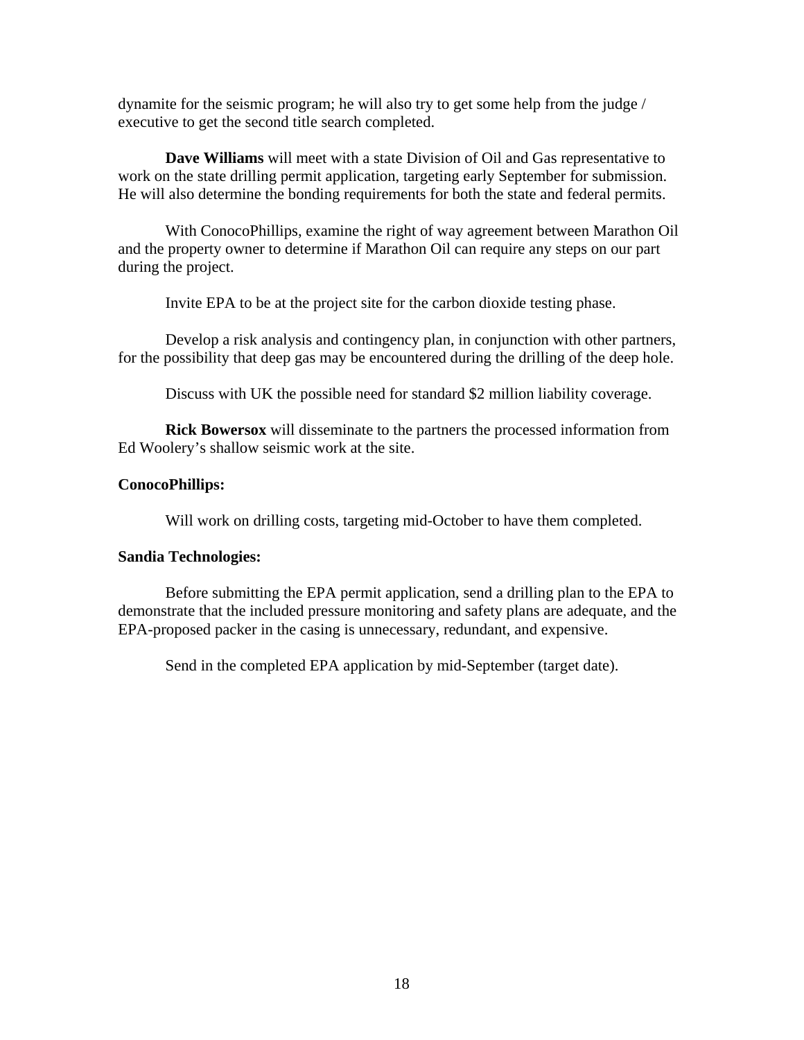dynamite for the seismic program; he will also try to get some help from the judge / executive to get the second title search completed.

**Dave Williams** will meet with a state Division of Oil and Gas representative to work on the state drilling permit application, targeting early September for submission. He will also determine the bonding requirements for both the state and federal permits.

With ConocoPhillips, examine the right of way agreement between Marathon Oil and the property owner to determine if Marathon Oil can require any steps on our part during the project.

Invite EPA to be at the project site for the carbon dioxide testing phase.

Develop a risk analysis and contingency plan, in conjunction with other partners, for the possibility that deep gas may be encountered during the drilling of the deep hole.

Discuss with UK the possible need for standard $2 million liability coverage.

**Rick Bowersox** will disseminate to the partners the processed information from Ed Woolery's shallow seismic work at the site.

**ConocoPhillips:**

Will work on drilling costs, targeting mid-October to have them completed.

**Sandia Technologies:**

Before submitting the EPA permit application, send a drilling plan to the EPA to demonstrate that the included pressure monitoring and safety plans are adequate, and the EPA-proposed packer in the casing is unnecessary, redundant, and expensive.

Send in the completed EPA application by mid-September (target date).